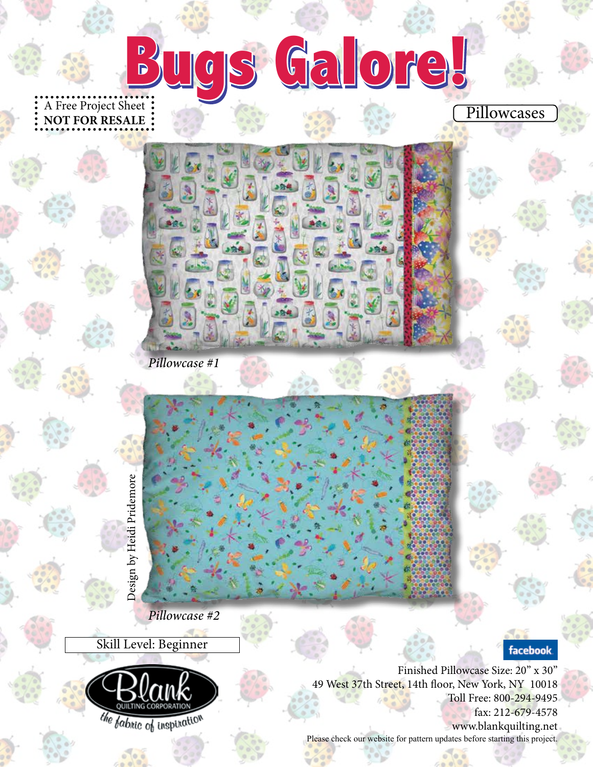# Bugs Galore!

A Free Project Sheet
**NOT FOR RESALE**

Pillowcases

*Pillowcase #1*

*Pillowcase #2*

Design by Heidi Pridemore

Skill Level: Beginner

Blank QUILTING CORPORATION
the fabric of inspiration

facebook

Finished Pillowcase Size: 20" x 30"
49 West 37th Street, 14th floor, New York, NY 10018
Toll Free: 800-294-9495
fax: 212-679-4578
www.blankquilting.net
Please check our website for pattern updates before starting this project.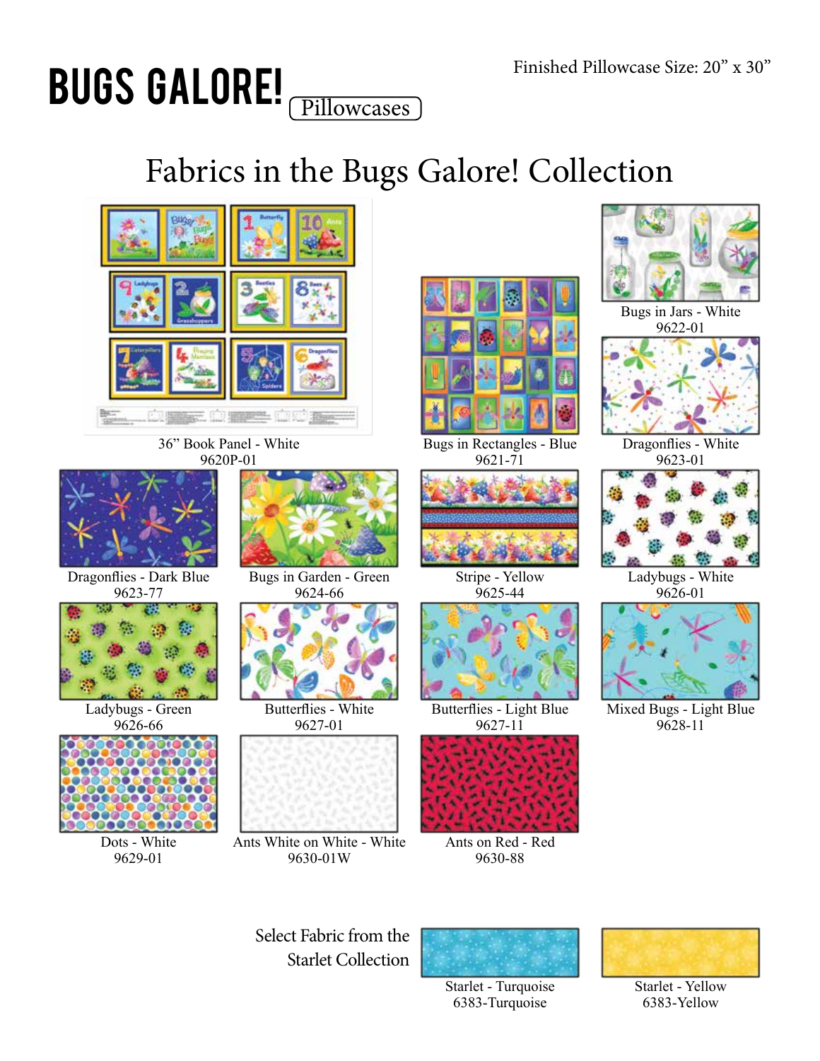# BUGS GALORE! Pillowcases

Finished Pillowcase Size: 20" x 30"

## Fabrics in the Bugs Galore! Collection

36" Book Panel - White
9620P-01

Bugs in Rectangles - Blue
9621-71

Bugs in Jars - White
9622-01

Dragonflies - White
9623-01

Dragonflies - Dark Blue
9623-77

Bugs in Garden - Green
9624-66

Stripe - Yellow
9625-44

Ladybugs - White
9626-01

Ladybugs - Green
9626-66

Butterflies - White
9627-01

Butterflies - Light Blue
9627-11

Mixed Bugs - Light Blue
9628-11

Dots - White
9629-01

Ants White on White - White
9630-01W

Ants on Red - Red
9630-88

Select Fabric from the Starlet Collection

Starlet - Turquoise
6383-Turquoise

Starlet - Yellow
6383-Yellow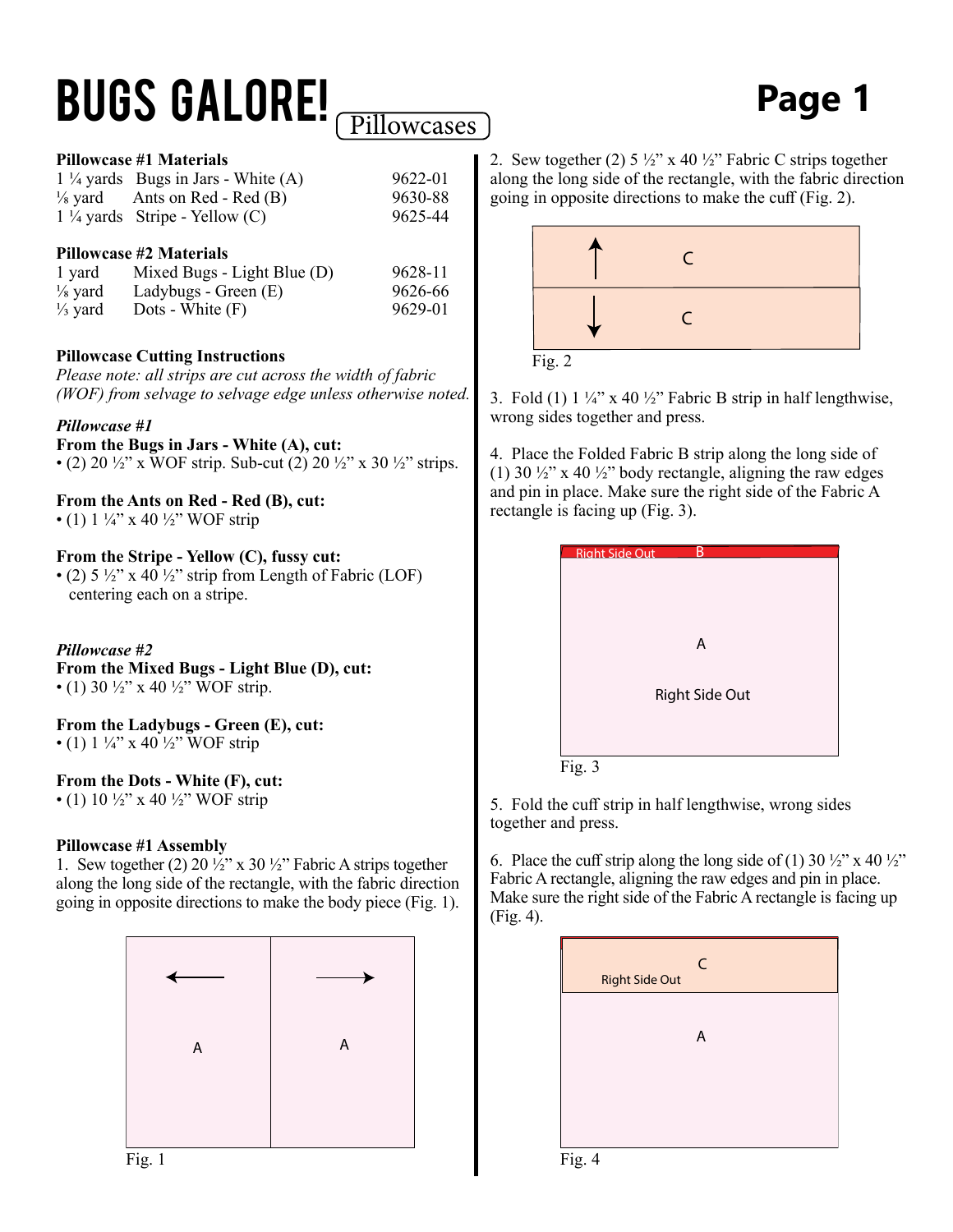# BUGS GALORE! Pillowcases

### Pillowcase #1 Materials

| | | |
|---|---|---|
| 1 ¼ yards | Bugs in Jars - White (A) | 9622-01 |
| ⅛ yard | Ants on Red - Red (B) | 9630-88 |
| 1 ¼ yards | Stripe - Yellow (C) | 9625-44 |

### Pillowcase #2 Materials

| | | |
|---|---|---|
| 1 yard | Mixed Bugs - Light Blue (D) | 9628-11 |
| ⅛ yard | Ladybugs - Green (E) | 9626-66 |
| ⅓ yard | Dots - White (F) | 9629-01 |

### Pillowcase Cutting Instructions

*Please note: all strips are cut across the width of fabric (WOF) from selvage to selvage edge unless otherwise noted.*

***Pillowcase #1***

**From the Bugs in Jars - White (A), cut:**
- (2) 20 ½" x WOF strip. Sub-cut (2) 20 ½" x 30 ½" strips.

**From the Ants on Red - Red (B), cut:**
- (1) 1 ¼" x 40 ½" WOF strip

**From the Stripe - Yellow (C), fussy cut:**
- (2) 5 ½" x 40 ½" strip from Length of Fabric (LOF) centering each on a stripe.

***Pillowcase #2***

**From the Mixed Bugs - Light Blue (D), cut:**
- (1) 30 ½" x 40 ½" WOF strip.

**From the Ladybugs - Green (E), cut:**
- (1) 1 ¼" x 40 ½" WOF strip

**From the Dots - White (F), cut:**
- (1) 10 ½" x 40 ½" WOF strip

### Pillowcase #1 Assembly

1. Sew together (2) 20 ½" x 30 ½" Fabric A strips together along the long side of the rectangle, with the fabric direction going in opposite directions to make the body piece (Fig. 1).

Fig. 1

2. Sew together (2) 5 ½" x 40 ½" Fabric C strips together along the long side of the rectangle, with the fabric direction going in opposite directions to make the cuff (Fig. 2).

Fig. 2

3. Fold (1) 1 ¼" x 40 ½" Fabric B strip in half lengthwise, wrong sides together and press.

4. Place the Folded Fabric B strip along the long side of (1) 30 ½" x 40 ½" body rectangle, aligning the raw edges and pin in place. Make sure the right side of the Fabric A rectangle is facing up (Fig. 3).

Fig. 3

5. Fold the cuff strip in half lengthwise, wrong sides together and press.

6. Place the cuff strip along the long side of (1) 30 ½" x 40 ½" Fabric A rectangle, aligning the raw edges and pin in place. Make sure the right side of the Fabric A rectangle is facing up (Fig. 4).

Fig. 4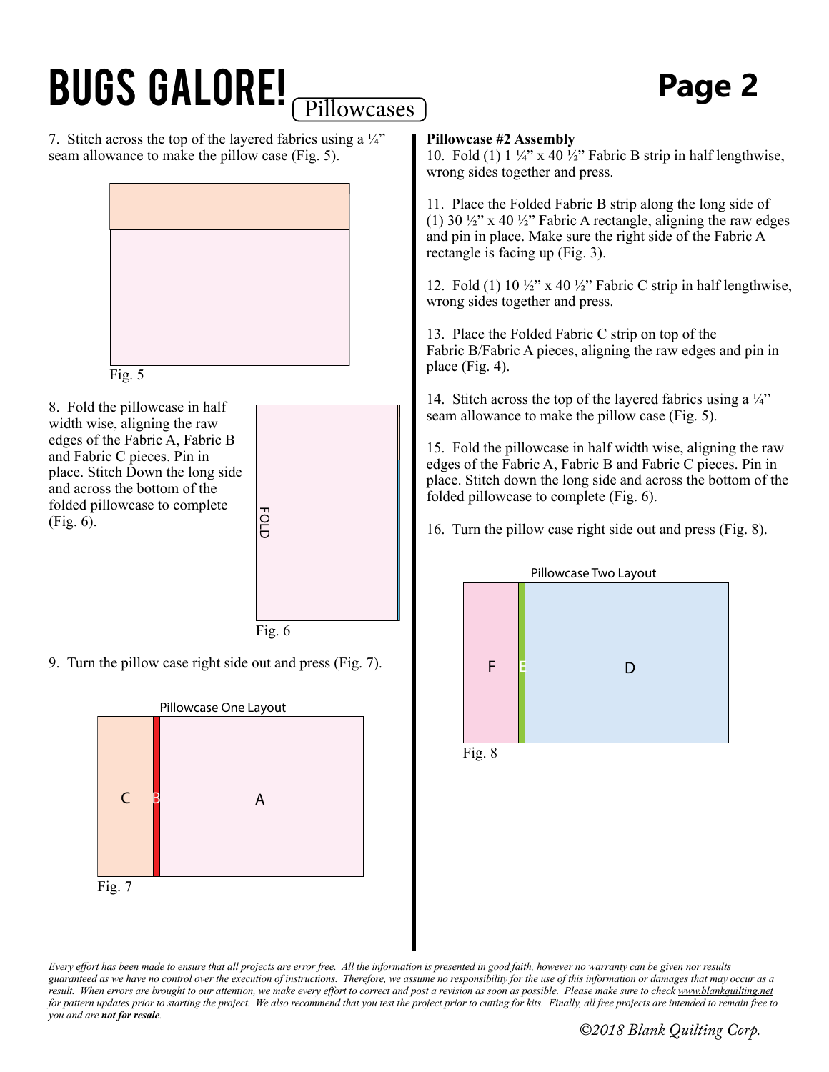7. Stitch across the top of the layered fabrics using a ¼" seam allowance to make the pillow case (Fig. 5).

Fig. 5

8. Fold the pillowcase in half width wise, aligning the raw edges of the Fabric A, Fabric B and Fabric C pieces. Pin in place. Stitch Down the long side and across the bottom of the folded pillowcase to complete (Fig. 6).

FOLD

Fig. 6

9. Turn the pillow case right side out and press (Fig. 7).

Pillowcase One Layout

C B A

Fig. 7

**Pillowcase #2 Assembly**

10. Fold (1) 1 ¼" x 40 ½" Fabric B strip in half lengthwise, wrong sides together and press.

11. Place the Folded Fabric B strip along the long side of (1) 30 ½" x 40 ½" Fabric A rectangle, aligning the raw edges and pin in place. Make sure the right side of the Fabric A rectangle is facing up (Fig. 3).

12. Fold (1) 10 ½" x 40 ½" Fabric C strip in half lengthwise, wrong sides together and press.

13. Place the Folded Fabric C strip on top of the Fabric B/Fabric A pieces, aligning the raw edges and pin in place (Fig. 4).

14. Stitch across the top of the layered fabrics using a ¼" seam allowance to make the pillow case (Fig. 5).

15. Fold the pillowcase in half width wise, aligning the raw edges of the Fabric A, Fabric B and Fabric C pieces. Pin in place. Stitch down the long side and across the bottom of the folded pillowcase to complete (Fig. 6).

16. Turn the pillow case right side out and press (Fig. 8).

Pillowcase Two Layout

F E D

Fig. 8

*Every effort has been made to ensure that all projects are error free. All the information is presented in good faith, however no warranty can be given nor results guaranteed as we have no control over the execution of instructions. Therefore, we assume no responsibility for the use of this information or damages that may occur as a result. When errors are brought to our attention, we make every effort to correct and post a revision as soon as possible. Please make sure to check www.blankquilting.net for pattern updates prior to starting the project. We also recommend that you test the project prior to cutting for kits. Finally, all free projects are intended to remain free to you and are **not for resale**.*

©2018 Blank Quilting Corp.